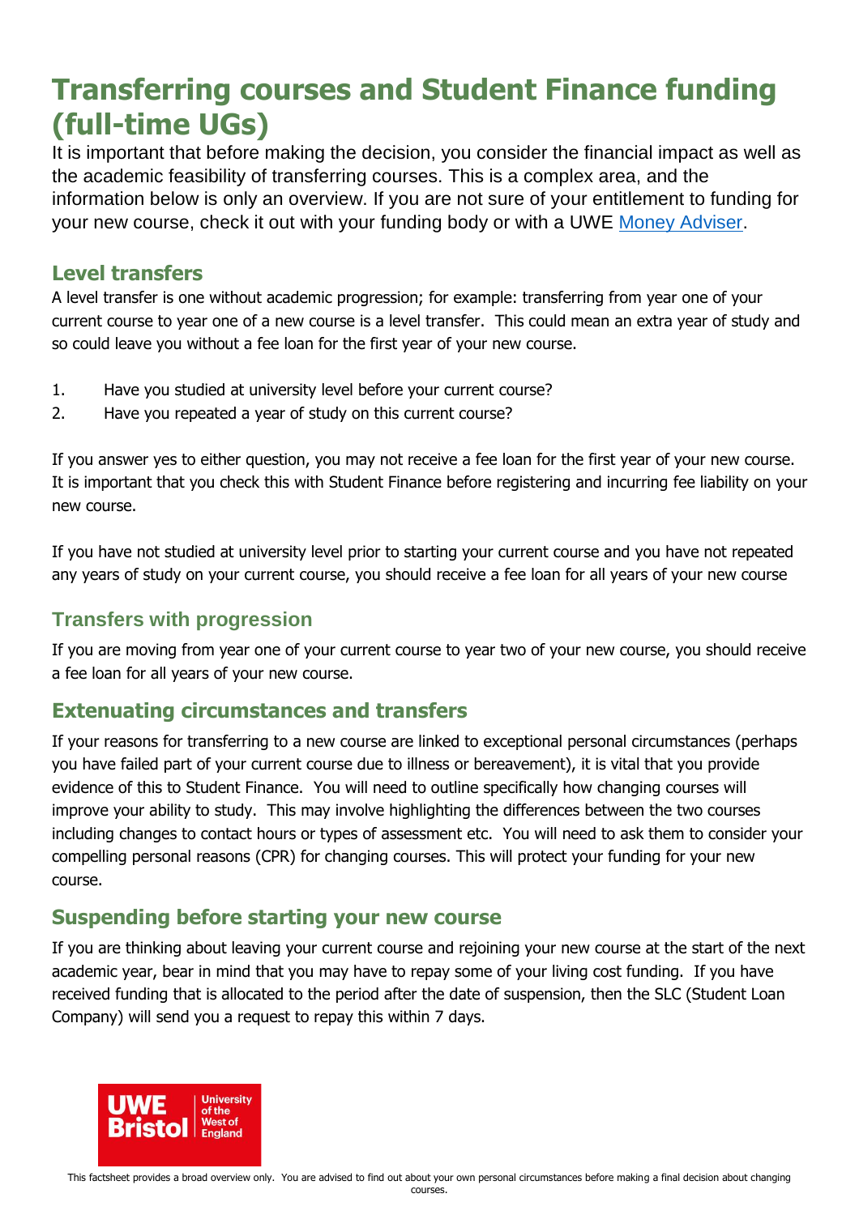# Transferring courses and Student Finance funding (full-time UGs)

It is important that before making the decision, you consider the financial impact as well as the academic feasibility of transferring courses. This is a complex area, and the information below is only an overview. If you are not sure of your entitlement to funding for your new course, check it out with your funding body or with a UWE Money Adviser.

## Level transfers

A level transfer is one without academic progression; for example: transferring from year one of your current course to year one of a new course is a level transfer. This could mean an extra year of study and so could leave you without a fee loan for the first year of your new course.

1. Have you studied at university level before your current course?
2. Have you repeated a year of study on this current course?

If you answer yes to either question, you may not receive a fee loan for the first year of your new course. It is important that you check this with Student Finance before registering and incurring fee liability on your new course.

If you have not studied at university level prior to starting your current course and you have not repeated any years of study on your current course, you should receive a fee loan for all years of your new course

## Transfers with progression

If you are moving from year one of your current course to year two of your new course, you should receive a fee loan for all years of your new course.

## Extenuating circumstances and transfers

If your reasons for transferring to a new course are linked to exceptional personal circumstances (perhaps you have failed part of your current course due to illness or bereavement), it is vital that you provide evidence of this to Student Finance. You will need to outline specifically how changing courses will improve your ability to study. This may involve highlighting the differences between the two courses including changes to contact hours or types of assessment etc. You will need to ask them to consider your compelling personal reasons (CPR) for changing courses. This will protect your funding for your new course.

## Suspending before starting your new course

If you are thinking about leaving your current course and rejoining your new course at the start of the next academic year, bear in mind that you may have to repay some of your living cost funding. If you have received funding that is allocated to the period after the date of suspension, then the SLC (Student Loan Company) will send you a request to repay this within 7 days.

UWE Bristol | University of the West of England

This factsheet provides a broad overview only. You are advised to find out about your own personal circumstances before making a final decision about changing courses.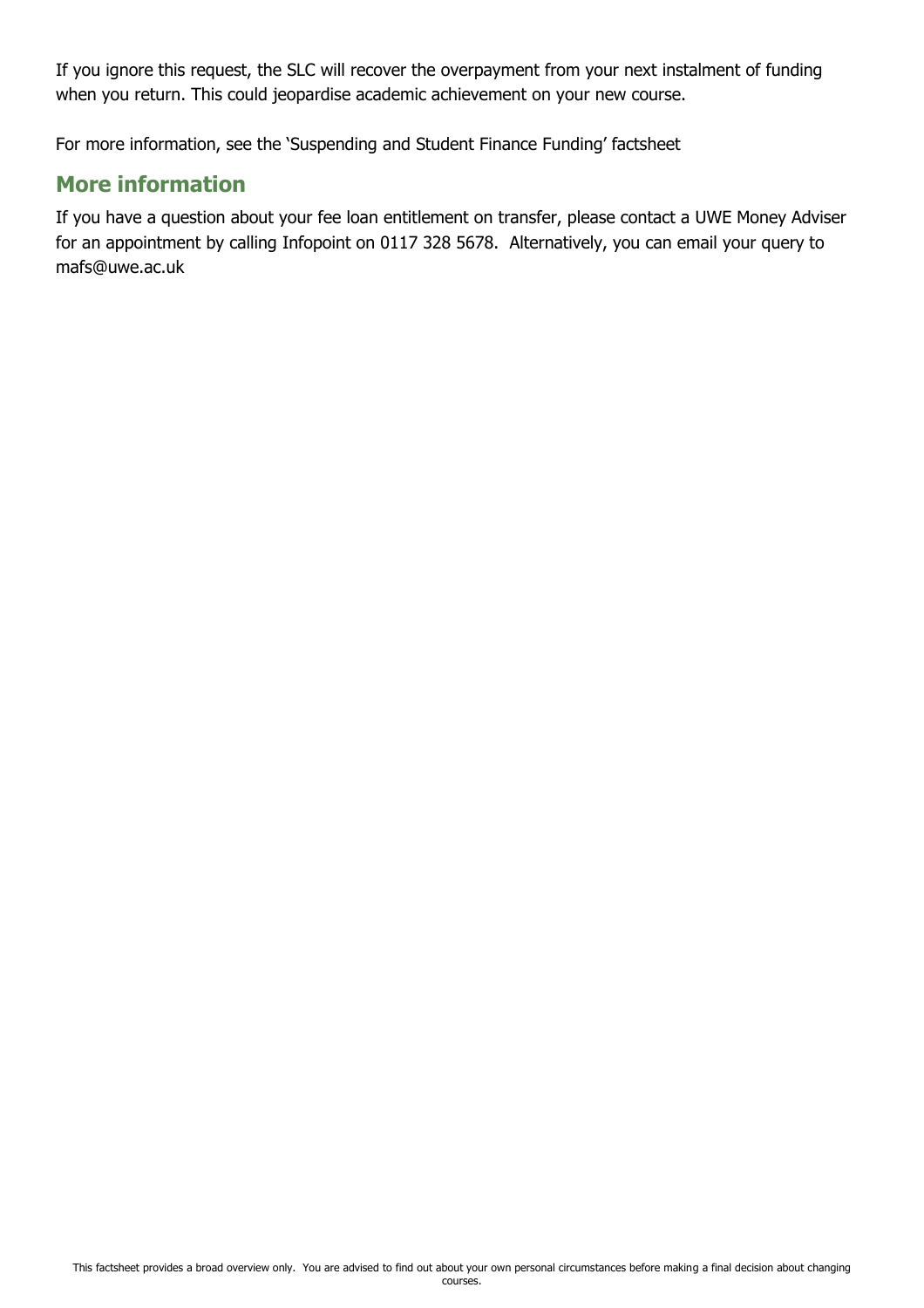If you ignore this request, the SLC will recover the overpayment from your next instalment of funding when you return. This could jeopardise academic achievement on your new course.

For more information, see the 'Suspending and Student Finance Funding' factsheet

## More information

If you have a question about your fee loan entitlement on transfer, please contact a UWE Money Adviser for an appointment by calling Infopoint on 0117 328 5678. Alternatively, you can email your query to mafs@uwe.ac.uk

This factsheet provides a broad overview only. You are advised to find out about your own personal circumstances before making a final decision about changing courses.